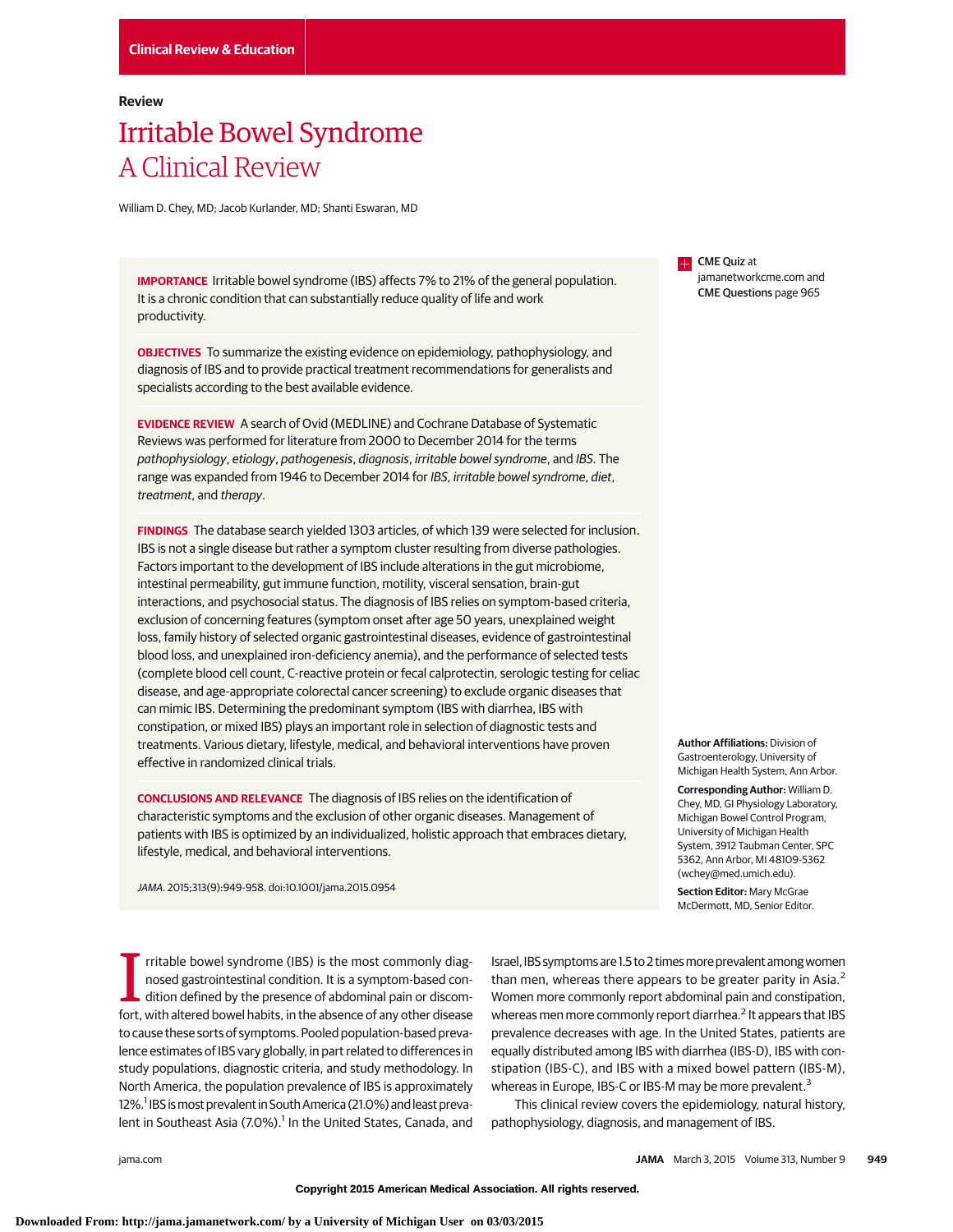Clinical Review & Education

**Review**

# Irritable Bowel Syndrome
## A Clinical Review

William D. Chey, MD; Jacob Kurlander, MD; Shanti Eswaran, MD

**IMPORTANCE** Irritable bowel syndrome (IBS) affects 7% to 21% of the general population. It is a chronic condition that can substantially reduce quality of life and work productivity.

**OBJECTIVES** To summarize the existing evidence on epidemiology, pathophysiology, and diagnosis of IBS and to provide practical treatment recommendations for generalists and specialists according to the best available evidence.

**EVIDENCE REVIEW** A search of Ovid (MEDLINE) and Cochrane Database of Systematic Reviews was performed for literature from 2000 to December 2014 for the terms *pathophysiology*, *etiology*, *pathogenesis*, *diagnosis*, *irritable bowel syndrome*, and *IBS*. The range was expanded from 1946 to December 2014 for *IBS*, *irritable bowel syndrome*, *diet*, *treatment*, and *therapy*.

**FINDINGS** The database search yielded 1303 articles, of which 139 were selected for inclusion. IBS is not a single disease but rather a symptom cluster resulting from diverse pathologies. Factors important to the development of IBS include alterations in the gut microbiome, intestinal permeability, gut immune function, motility, visceral sensation, brain-gut interactions, and psychosocial status. The diagnosis of IBS relies on symptom-based criteria, exclusion of concerning features (symptom onset after age 50 years, unexplained weight loss, family history of selected organic gastrointestinal diseases, evidence of gastrointestinal blood loss, and unexplained iron-deficiency anemia), and the performance of selected tests (complete blood cell count, C-reactive protein or fecal calprotectin, serologic testing for celiac disease, and age-appropriate colorectal cancer screening) to exclude organic diseases that can mimic IBS. Determining the predominant symptom (IBS with diarrhea, IBS with constipation, or mixed IBS) plays an important role in selection of diagnostic tests and treatments. Various dietary, lifestyle, medical, and behavioral interventions have proven effective in randomized clinical trials.

**CONCLUSIONS AND RELEVANCE** The diagnosis of IBS relies on the identification of characteristic symptoms and the exclusion of other organic diseases. Management of patients with IBS is optimized by an individualized, holistic approach that embraces dietary, lifestyle, medical, and behavioral interventions.

*JAMA*. 2015;313(9):949-958. doi:10.1001/jama.2015.0954

**CME Quiz** at jamanetworkcme.com and **CME Questions** page 965

**Author Affiliations:** Division of Gastroenterology, University of Michigan Health System, Ann Arbor.

**Corresponding Author:** William D. Chey, MD, GI Physiology Laboratory, Michigan Bowel Control Program, University of Michigan Health System, 3912 Taubman Center, SPC 5362, Ann Arbor, MI 48109-5362 (wchey@med.umich.edu).

**Section Editor:** Mary McGrae McDermott, MD, Senior Editor.

Irritable bowel syndrome (IBS) is the most commonly diagnosed gastrointestinal condition. It is a symptom-based condition defined by the presence of abdominal pain or discomfort, with altered bowel habits, in the absence of any other disease to cause these sorts of symptoms. Pooled population-based prevalence estimates of IBS vary globally, in part related to differences in study populations, diagnostic criteria, and study methodology. In North America, the population prevalence of IBS is approximately 12%.[1] IBS is most prevalent in South America (21.0%) and least prevalent in Southeast Asia (7.0%).[1] In the United States, Canada, and Israel, IBS symptoms are 1.5 to 2 times more prevalent among women than men, whereas there appears to be greater parity in Asia.[2] Women more commonly report abdominal pain and constipation, whereas men more commonly report diarrhea.[2] It appears that IBS prevalence decreases with age. In the United States, patients are equally distributed among IBS with diarrhea (IBS-D), IBS with constipation (IBS-C), and IBS with a mixed bowel pattern (IBS-M), whereas in Europe, IBS-C or IBS-M may be more prevalent.[3]

This clinical review covers the epidemiology, natural history, pathophysiology, diagnosis, and management of IBS.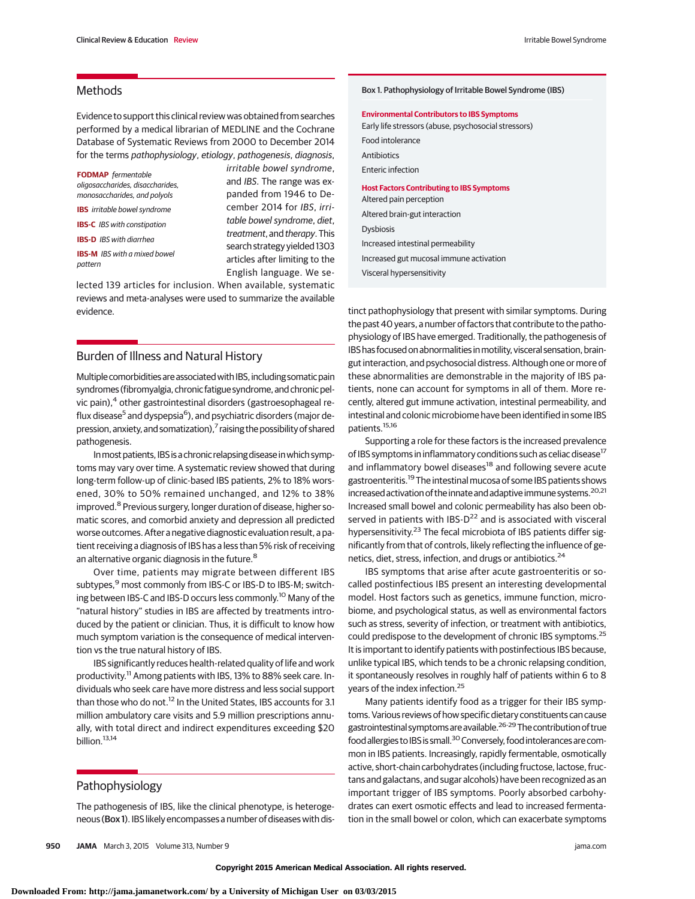## Methods

Evidence to support this clinical review was obtained from searches performed by a medical librarian of MEDLINE and the Cochrane Database of Systematic Reviews from 2000 to December 2014 for the terms *pathophysiology*, *etiology*, *pathogenesis*, *diagnosis*, *irritable bowel syndrome*, and *IBS*. The range was expanded from 1946 to December 2014 for *IBS*, *irritable bowel syndrome*, *diet*, *treatment*, and *therapy*. This search strategy yielded 1303 articles after limiting to the English language. We selected 139 articles for inclusion. When available, systematic reviews and meta-analyses were used to summarize the available evidence.

**FODMAP** *fermentable oligosaccharides, disaccharides, monosaccharides, and polyols*

**IBS** *irritable bowel syndrome*

**IBS-C** *IBS with constipation*

**IBS-D** *IBS with diarrhea*

**IBS-M** *IBS with a mixed bowel pattern*

## Burden of Illness and Natural History

Multiple comorbidities are associated with IBS, including somatic pain syndromes (fibromyalgia, chronic fatigue syndrome, and chronic pelvic pain),[4] other gastrointestinal disorders (gastroesophageal reflux disease[5] and dyspepsia[6]), and psychiatric disorders (major depression, anxiety, and somatization),[7] raising the possibility of shared pathogenesis.

In most patients, IBS is a chronic relapsing disease in which symptoms may vary over time. A systematic review showed that during long-term follow-up of clinic-based IBS patients, 2% to 18% worsened, 30% to 50% remained unchanged, and 12% to 38% improved.[8] Previous surgery, longer duration of disease, higher somatic scores, and comorbid anxiety and depression all predicted worse outcomes. After a negative diagnostic evaluation result, a patient receiving a diagnosis of IBS has a less than 5% risk of receiving an alternative organic diagnosis in the future.[8]

Over time, patients may migrate between different IBS subtypes,[9] most commonly from IBS-C or IBS-D to IBS-M; switching between IBS-C and IBS-D occurs less commonly.[10] Many of the "natural history" studies in IBS are affected by treatments introduced by the patient or clinician. Thus, it is difficult to know how much symptom variation is the consequence of medical intervention vs the true natural history of IBS.

IBS significantly reduces health-related quality of life and work productivity.[11] Among patients with IBS, 13% to 88% seek care. Individuals who seek care have more distress and less social support than those who do not.[12] In the United States, IBS accounts for 3.1 million ambulatory care visits and 5.9 million prescriptions annually, with total direct and indirect expenditures exceeding $20 billion.[13,14]

## Pathophysiology

The pathogenesis of IBS, like the clinical phenotype, is heterogeneous (Box 1). IBS likely encompasses a number of diseases with distinct pathophysiology that present with similar symptoms. During the past 40 years, a number of factors that contribute to the pathophysiology of IBS have emerged. Traditionally, the pathogenesis of IBS has focused on abnormalities in motility, visceral sensation, brain-gut interaction, and psychosocial distress. Although one or more of these abnormalities are demonstrable in the majority of IBS patients, none can account for symptoms in all of them. More recently, altered gut immune activation, intestinal permeability, and intestinal and colonic microbiome have been identified in some IBS patients.[15,16]

> **Box 1. Pathophysiology of Irritable Bowel Syndrome (IBS)**
>
> **Environmental Contributors to IBS Symptoms**
>
> Early life stressors (abuse, psychosocial stressors)
>
> Food intolerance
>
> Antibiotics
>
> Enteric infection
>
> **Host Factors Contributing to IBS Symptoms**
>
> Altered pain perception
>
> Altered brain-gut interaction
>
> Dysbiosis
>
> Increased intestinal permeability
>
> Increased gut mucosal immune activation
>
> Visceral hypersensitivity

Supporting a role for these factors is the increased prevalence of IBS symptoms in inflammatory conditions such as celiac disease[17] and inflammatory bowel diseases[18] and following severe acute gastroenteritis.[19] The intestinal mucosa of some IBS patients shows increased activation of the innate and adaptive immune systems.[20,21] Increased small bowel and colonic permeability has also been observed in patients with IBS-D[22] and is associated with visceral hypersensitivity.[23] The fecal microbiota of IBS patients differ significantly from that of controls, likely reflecting the influence of genetics, diet, stress, infection, and drugs or antibiotics.[24]

IBS symptoms that arise after acute gastroenteritis or so-called postinfectious IBS present an interesting developmental model. Host factors such as genetics, immune function, microbiome, and psychological status, as well as environmental factors such as stress, severity of infection, or treatment with antibiotics, could predispose to the development of chronic IBS symptoms.[25] It is important to identify patients with postinfectious IBS because, unlike typical IBS, which tends to be a chronic relapsing condition, it spontaneously resolves in roughly half of patients within 6 to 8 years of the index infection.[25]

Many patients identify food as a trigger for their IBS symptoms. Various reviews of how specific dietary constituents can cause gastrointestinal symptoms are available.[26-29] The contribution of true food allergies to IBS is small.[30] Conversely, food intolerances are common in IBS patients. Increasingly, rapidly fermentable, osmotically active, short-chain carbohydrates (including fructose, lactose, fructans and galactans, and sugar alcohols) have been recognized as an important trigger of IBS symptoms. Poorly absorbed carbohydrates can exert osmotic effects and lead to increased fermentation in the small bowel or colon, which can exacerbate symptoms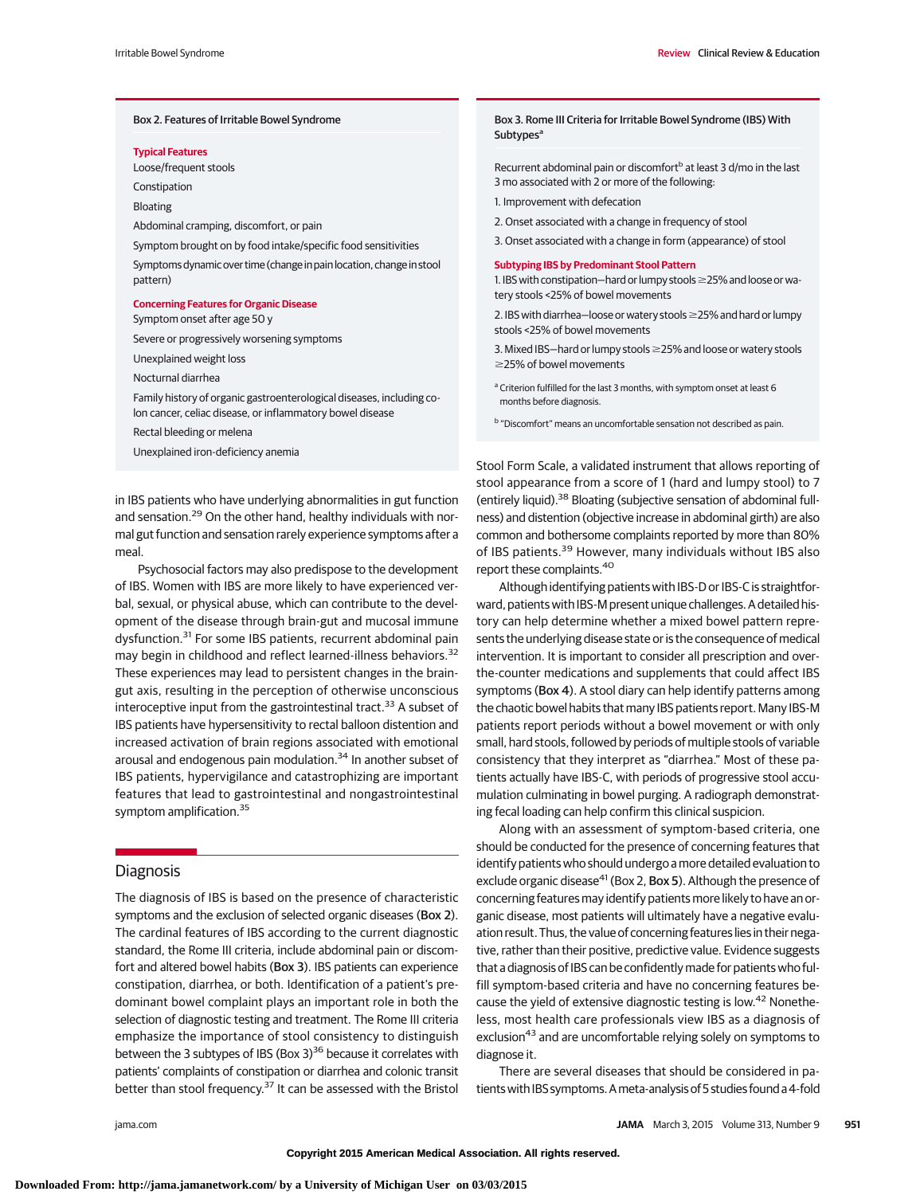### Box 2. Features of Irritable Bowel Syndrome

**Typical Features**

- Loose/frequent stools
- Constipation
- Bloating
- Abdominal cramping, discomfort, or pain
- Symptom brought on by food intake/specific food sensitivities
- Symptoms dynamic over time (change in pain location, change in stool pattern)

**Concerning Features for Organic Disease**

- Symptom onset after age 50 y
- Severe or progressively worsening symptoms
- Unexplained weight loss
- Nocturnal diarrhea
- Family history of organic gastroenterological diseases, including colon cancer, celiac disease, or inflammatory bowel disease
- Rectal bleeding or melena
- Unexplained iron-deficiency anemia

### Box 3. Rome III Criteria for Irritable Bowel Syndrome (IBS) With Subtypes[a]

Recurrent abdominal pain or discomfort[b] at least 3 d/mo in the last 3 mo associated with 2 or more of the following:

1. Improvement with defecation
2. Onset associated with a change in frequency of stool
3. Onset associated with a change in form (appearance) of stool

**Subtyping IBS by Predominant Stool Pattern**

1. IBS with constipation—hard or lumpy stools ≥25% and loose or watery stools <25% of bowel movements
2. IBS with diarrhea—loose or watery stools ≥25% and hard or lumpy stools <25% of bowel movements
3. Mixed IBS—hard or lumpy stools ≥25% and loose or watery stools ≥25% of bowel movements

[a] Criterion fulfilled for the last 3 months, with symptom onset at least 6 months before diagnosis.

[b] "Discomfort" means an uncomfortable sensation not described as pain.

in IBS patients who have underlying abnormalities in gut function and sensation.[29] On the other hand, healthy individuals with normal gut function and sensation rarely experience symptoms after a meal.

Psychosocial factors may also predispose to the development of IBS. Women with IBS are more likely to have experienced verbal, sexual, or physical abuse, which can contribute to the development of the disease through brain-gut and mucosal immune dysfunction.[31] For some IBS patients, recurrent abdominal pain may begin in childhood and reflect learned-illness behaviors.[32] These experiences may lead to persistent changes in the brain-gut axis, resulting in the perception of otherwise unconscious interoceptive input from the gastrointestinal tract.[33] A subset of IBS patients have hypersensitivity to rectal balloon distention and increased activation of brain regions associated with emotional arousal and endogenous pain modulation.[34] In another subset of IBS patients, hypervigilance and catastrophizing are important features that lead to gastrointestinal and nongastrointestinal symptom amplification.[35]

## Diagnosis

The diagnosis of IBS is based on the presence of characteristic symptoms and the exclusion of selected organic diseases (Box 2). The cardinal features of IBS according to the current diagnostic standard, the Rome III criteria, include abdominal pain or discomfort and altered bowel habits (Box 3). IBS patients can experience constipation, diarrhea, or both. Identification of a patient's predominant bowel complaint plays an important role in both the selection of diagnostic testing and treatment. The Rome III criteria emphasize the importance of stool consistency to distinguish between the 3 subtypes of IBS (Box 3)[36] because it correlates with patients' complaints of constipation or diarrhea and colonic transit better than stool frequency.[37] It can be assessed with the Bristol Stool Form Scale, a validated instrument that allows reporting of stool appearance from a score of 1 (hard and lumpy stool) to 7 (entirely liquid).[38] Bloating (subjective sensation of abdominal fullness) and distention (objective increase in abdominal girth) are also common and bothersome complaints reported by more than 80% of IBS patients.[39] However, many individuals without IBS also report these complaints.[40]

Although identifying patients with IBS-D or IBS-C is straightforward, patients with IBS-M present unique challenges. A detailed history can help determine whether a mixed bowel pattern represents the underlying disease state or is the consequence of medical intervention. It is important to consider all prescription and over-the-counter medications and supplements that could affect IBS symptoms (Box 4). A stool diary can help identify patterns among the chaotic bowel habits that many IBS patients report. Many IBS-M patients report periods without a bowel movement or with only small, hard stools, followed by periods of multiple stools of variable consistency that they interpret as "diarrhea." Most of these patients actually have IBS-C, with periods of progressive stool accumulation culminating in bowel purging. A radiograph demonstrating fecal loading can help confirm this clinical suspicion.

Along with an assessment of symptom-based criteria, one should be conducted for the presence of concerning features that identify patients who should undergo a more detailed evaluation to exclude organic disease[41] (Box 2, Box 5). Although the presence of concerning features may identify patients more likely to have an organic disease, most patients will ultimately have a negative evaluation result. Thus, the value of concerning features lies in their negative, rather than their positive, predictive value. Evidence suggests that a diagnosis of IBS can be confidently made for patients who fulfill symptom-based criteria and have no concerning features because the yield of extensive diagnostic testing is low.[42] Nonetheless, most health care professionals view IBS as a diagnosis of exclusion[43] and are uncomfortable relying solely on symptoms to diagnose it.

There are several diseases that should be considered in patients with IBS symptoms. A meta-analysis of 5 studies found a 4-fold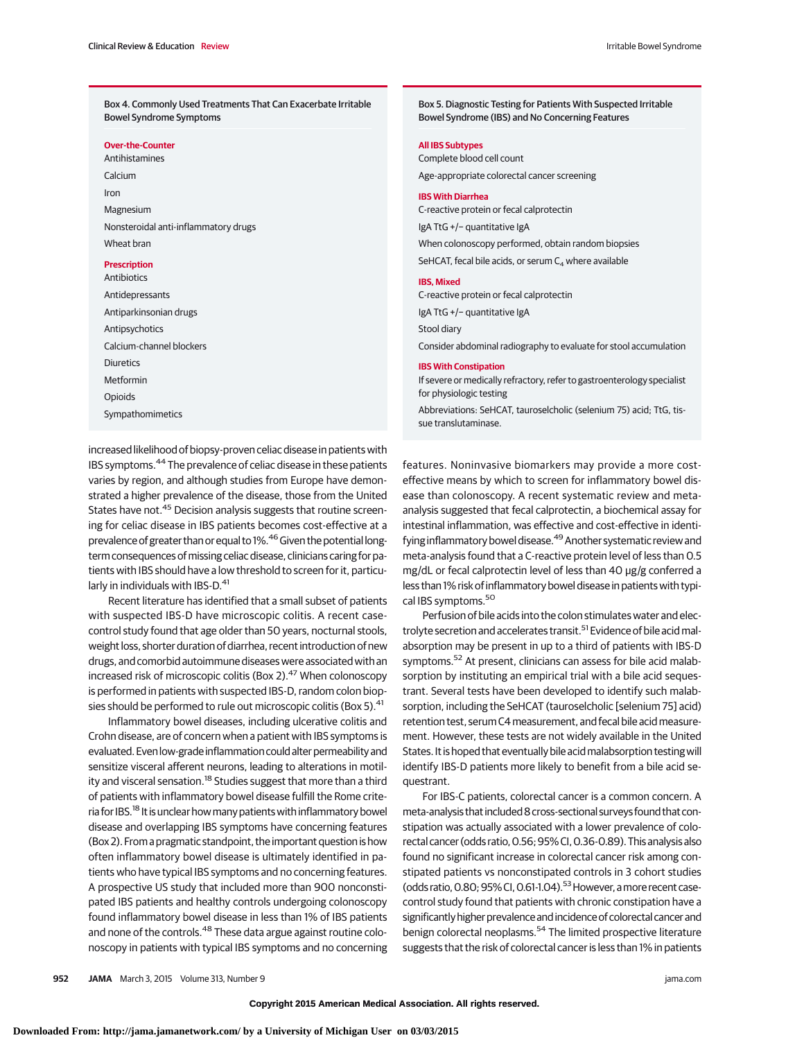**Box 4. Commonly Used Treatments That Can Exacerbate Irritable Bowel Syndrome Symptoms**

**Over-the-Counter**

Antihistamines

Calcium

Iron

Magnesium

Nonsteroidal anti-inflammatory drugs

Wheat bran

**Prescription**

Antibiotics

Antidepressants

Antiparkinsonian drugs

Antipsychotics

Calcium-channel blockers

Diuretics

Metformin

Opioids

Sympathomimetics

**Box 5. Diagnostic Testing for Patients With Suspected Irritable Bowel Syndrome (IBS) and No Concerning Features**

**All IBS Subtypes**

Complete blood cell count

Age-appropriate colorectal cancer screening

**IBS With Diarrhea**

C-reactive protein or fecal calprotectin

IgA TtG +/− quantitative IgA

When colonoscopy performed, obtain random biopsies

SeHCAT, fecal bile acids, or serum $C_4$ where available

**IBS, Mixed**

C-reactive protein or fecal calprotectin

IgA TtG +/− quantitative IgA

Stool diary

Consider abdominal radiography to evaluate for stool accumulation

**IBS With Constipation**

If severe or medically refractory, refer to gastroenterology specialist for physiologic testing

Abbreviations: SeHCAT, tauroselcholic (selenium 75) acid; TtG, tissue translutaminase.

increased likelihood of biopsy-proven celiac disease in patients with IBS symptoms.[44] The prevalence of celiac disease in these patients varies by region, and although studies from Europe have demonstrated a higher prevalence of the disease, those from the United States have not.[45] Decision analysis suggests that routine screening for celiac disease in IBS patients becomes cost-effective at a prevalence of greater than or equal to 1%.[46] Given the potential long-term consequences of missing celiac disease, clinicians caring for patients with IBS should have a low threshold to screen for it, particularly in individuals with IBS-D.[41]

Recent literature has identified that a small subset of patients with suspected IBS-D have microscopic colitis. A recent case-control study found that age older than 50 years, nocturnal stools, weight loss, shorter duration of diarrhea, recent introduction of new drugs, and comorbid autoimmune diseases were associated with an increased risk of microscopic colitis (Box 2).[47] When colonoscopy is performed in patients with suspected IBS-D, random colon biopsies should be performed to rule out microscopic colitis (Box 5).[41]

Inflammatory bowel diseases, including ulcerative colitis and Crohn disease, are of concern when a patient with IBS symptoms is evaluated. Even low-grade inflammation could alter permeability and sensitize visceral afferent neurons, leading to alterations in motility and visceral sensation.[18] Studies suggest that more than a third of patients with inflammatory bowel disease fulfill the Rome criteria for IBS.[18] It is unclear how many patients with inflammatory bowel disease and overlapping IBS symptoms have concerning features (Box 2). From a pragmatic standpoint, the important question is how often inflammatory bowel disease is ultimately identified in patients who have typical IBS symptoms and no concerning features. A prospective US study that included more than 900 nonconstipated IBS patients and healthy controls undergoing colonoscopy found inflammatory bowel disease in less than 1% of IBS patients and none of the controls.[48] These data argue against routine colonoscopy in patients with typical IBS symptoms and no concerning features. Noninvasive biomarkers may provide a more cost-effective means by which to screen for inflammatory bowel disease than colonoscopy. A recent systematic review and meta-analysis suggested that fecal calprotectin, a biochemical assay for intestinal inflammation, was effective and cost-effective in identifying inflammatory bowel disease.[49] Another systematic review and meta-analysis found that a C-reactive protein level of less than 0.5 mg/dL or fecal calprotectin level of less than 40 μg/g conferred a less than 1% risk of inflammatory bowel disease in patients with typical IBS symptoms.[50]

Perfusion of bile acids into the colon stimulates water and electrolyte secretion and accelerates transit.[51] Evidence of bile acid malabsorption may be present in up to a third of patients with IBS-D symptoms.[52] At present, clinicians can assess for bile acid malabsorption by instituting an empirical trial with a bile acid sequestrant. Several tests have been developed to identify such malabsorption, including the SeHCAT (tauroselcholic [selenium 75] acid) retention test, serum C4 measurement, and fecal bile acid measurement. However, these tests are not widely available in the United States. It is hoped that eventually bile acid malabsorption testing will identify IBS-D patients more likely to benefit from a bile acid sequestrant.

For IBS-C patients, colorectal cancer is a common concern. A meta-analysis that included 8 cross-sectional surveys found that constipation was actually associated with a lower prevalence of colorectal cancer (odds ratio, 0.56; 95% CI, 0.36-0.89). This analysis also found no significant increase in colorectal cancer risk among constipated patients vs nonconstipated controls in 3 cohort studies (odds ratio, 0.80; 95% CI, 0.61-1.04).[53] However, a more recent case-control study found that patients with chronic constipation have a significantly higher prevalence and incidence of colorectal cancer and benign colorectal neoplasms.[54] The limited prospective literature suggests that the risk of colorectal cancer is less than 1% in patients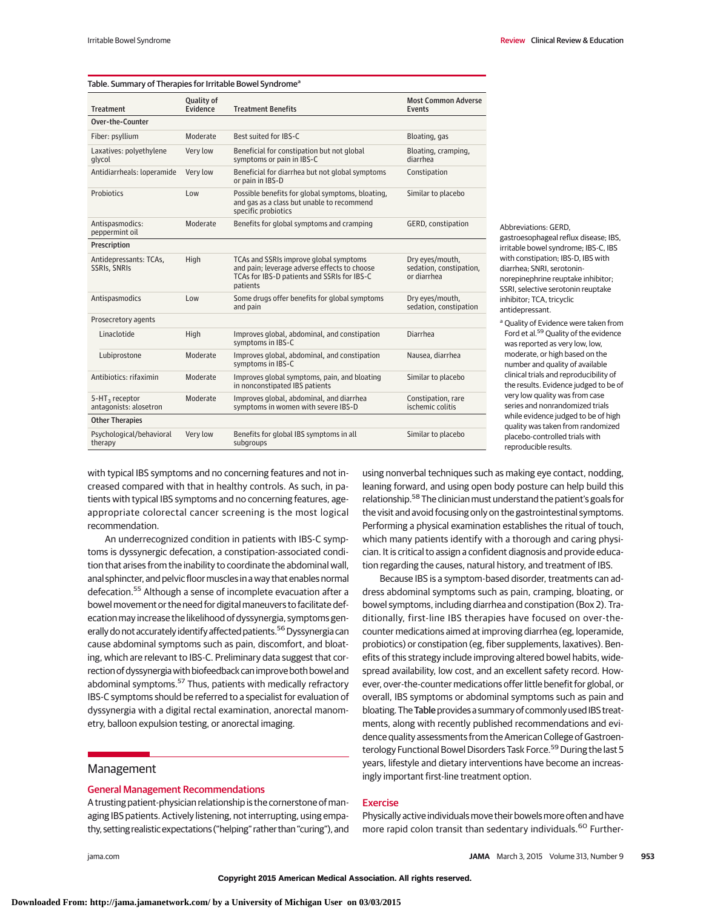**Table. Summary of Therapies for Irritable Bowel Syndrome[a]**

| Treatment | Quality of Evidence | Treatment Benefits | Most Common Adverse Events |
|---|---|---|---|
| **Over-the-Counter** | | | |
| Fiber: psyllium | Moderate | Best suited for IBS-C | Bloating, gas |
| Laxatives: polyethylene glycol | Very low | Beneficial for constipation but not global symptoms or pain in IBS-C | Bloating, cramping, diarrhea |
| Antidiarrheals: loperamide | Very low | Beneficial for diarrhea but not global symptoms or pain in IBS-D | Constipation |
| Probiotics | Low | Possible benefits for global symptoms, bloating, and gas as a class but unable to recommend specific probiotics | Similar to placebo |
| Antispasmodics: peppermint oil | Moderate | Benefits for global symptoms and cramping | GERD, constipation |
| **Prescription** | | | |
| Antidepressants: TCAs, SSRIs, SNRIs | High | TCAs and SSRIs improve global symptoms and pain; leverage adverse effects to choose TCAs for IBS-D patients and SSRIs for IBS-C patients | Dry eyes/mouth, sedation, constipation, or diarrhea |
| Antispasmodics | Low | Some drugs offer benefits for global symptoms and pain | Dry eyes/mouth, sedation, constipation |
| Prosecretory agents | | | |
| Linaclotide | High | Improves global, abdominal, and constipation symptoms in IBS-C | Diarrhea |
| Lubiprostone | Moderate | Improves global, abdominal, and constipation symptoms in IBS-C | Nausea, diarrhea |
| Antibiotics: rifaximin | Moderate | Improves global symptoms, pain, and bloating in nonconstipated IBS patients | Similar to placebo |
| 5-$HT_3$ receptor antagonists: alosetron | Moderate | Improves global, abdominal, and diarrhea symptoms in women with severe IBS-D | Constipation, rare ischemic colitis |
| **Other Therapies** | | | |
| Psychological/behavioral therapy | Very low | Benefits for global IBS symptoms in all subgroups | Similar to placebo |

Abbreviations: GERD, gastroesophageal reflux disease; IBS, irritable bowel syndrome; IBS-C, IBS with constipation; IBS-D, IBS with diarrhea; SNRI, serotonin-norepinephrine reuptake inhibitor; SSRI, selective serotonin reuptake inhibitor; TCA, tricyclic antidepressant.

[a] Quality of Evidence were taken from Ford et al.[59] Quality of the evidence was reported as very low, low, moderate, or high based on the number and quality of available clinical trials and reproducibility of the results. Evidence judged to be of very low quality was from case series and nonrandomized trials while evidence judged to be of high quality was taken from randomized placebo-controlled trials with reproducible results.

with typical IBS symptoms and no concerning features and not increased compared with that in healthy controls. As such, in patients with typical IBS symptoms and no concerning features, age-appropriate colorectal cancer screening is the most logical recommendation.

An underrecognized condition in patients with IBS-C symptoms is dyssynergic defecation, a constipation-associated condition that arises from the inability to coordinate the abdominal wall, anal sphincter, and pelvic floor muscles in a way that enables normal defecation.[55] Although a sense of incomplete evacuation after a bowel movement or the need for digital maneuvers to facilitate defecation may increase the likelihood of dyssynergia, symptoms generally do not accurately identify affected patients.[56] Dyssynergia can cause abdominal symptoms such as pain, discomfort, and bloating, which are relevant to IBS-C. Preliminary data suggest that correction of dyssynergia with biofeedback can improve both bowel and abdominal symptoms.[57] Thus, patients with medically refractory IBS-C symptoms should be referred to a specialist for evaluation of dyssynergia with a digital rectal examination, anorectal manometry, balloon expulsion testing, or anorectal imaging.

## Management

### General Management Recommendations

A trusting patient-physician relationship is the cornerstone of managing IBS patients. Actively listening, not interrupting, using empathy, setting realistic expectations ("helping" rather than "curing"), and using nonverbal techniques such as making eye contact, nodding, leaning forward, and using open body posture can help build this relationship.[58] The clinician must understand the patient's goals for the visit and avoid focusing only on the gastrointestinal symptoms. Performing a physical examination establishes the ritual of touch, which many patients identify with a thorough and caring physician. It is critical to assign a confident diagnosis and provide education regarding the causes, natural history, and treatment of IBS.

Because IBS is a symptom-based disorder, treatments can address abdominal symptoms such as pain, cramping, bloating, or bowel symptoms, including diarrhea and constipation (Box 2). Traditionally, first-line IBS therapies have focused on over-the-counter medications aimed at improving diarrhea (eg, loperamide, probiotics) or constipation (eg, fiber supplements, laxatives). Benefits of this strategy include improving altered bowel habits, widespread availability, low cost, and an excellent safety record. However, over-the-counter medications offer little benefit for global, or overall, IBS symptoms or abdominal symptoms such as pain and bloating. The **Table** provides a summary of commonly used IBS treatments, along with recently published recommendations and evidence quality assessments from the American College of Gastroenterology Functional Bowel Disorders Task Force.[59] During the last 5 years, lifestyle and dietary interventions have become an increasingly important first-line treatment option.

### Exercise

Physically active individuals move their bowels more often and have more rapid colon transit than sedentary individuals.[60] Further-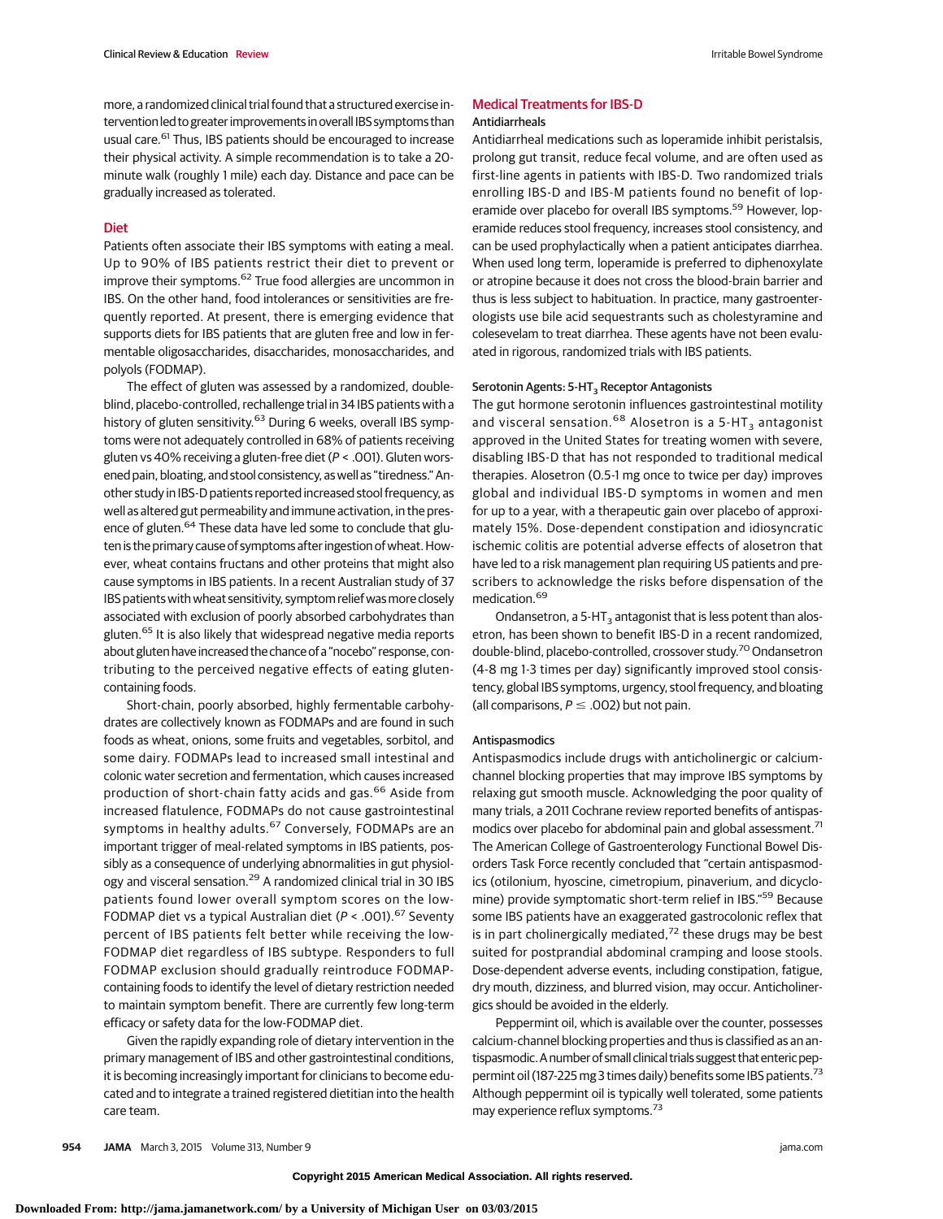more, a randomized clinical trial found that a structured exercise intervention led to greater improvements in overall IBS symptoms than usual care.[61] Thus, IBS patients should be encouraged to increase their physical activity. A simple recommendation is to take a 20-minute walk (roughly 1 mile) each day. Distance and pace can be gradually increased as tolerated.

## Diet

Patients often associate their IBS symptoms with eating a meal. Up to 90% of IBS patients restrict their diet to prevent or improve their symptoms.[62] True food allergies are uncommon in IBS. On the other hand, food intolerances or sensitivities are frequently reported. At present, there is emerging evidence that supports diets for IBS patients that are gluten free and low in fermentable oligosaccharides, disaccharides, monosaccharides, and polyols (FODMAP).

The effect of gluten was assessed by a randomized, double-blind, placebo-controlled, rechallenge trial in 34 IBS patients with a history of gluten sensitivity.[63] During 6 weeks, overall IBS symptoms were not adequately controlled in 68% of patients receiving gluten vs 40% receiving a gluten-free diet ($P < .001$). Gluten worsened pain, bloating, and stool consistency, as well as "tiredness." Another study in IBS-D patients reported increased stool frequency, as well as altered gut permeability and immune activation, in the presence of gluten.[64] These data have led some to conclude that gluten is the primary cause of symptoms after ingestion of wheat. However, wheat contains fructans and other proteins that might also cause symptoms in IBS patients. In a recent Australian study of 37 IBS patients with wheat sensitivity, symptom relief was more closely associated with exclusion of poorly absorbed carbohydrates than gluten.[65] It is also likely that widespread negative media reports about gluten have increased the chance of a "nocebo" response, contributing to the perceived negative effects of eating gluten-containing foods.

Short-chain, poorly absorbed, highly fermentable carbohydrates are collectively known as FODMAPs and are found in such foods as wheat, onions, some fruits and vegetables, sorbitol, and some dairy. FODMAPs lead to increased small intestinal and colonic water secretion and fermentation, which causes increased production of short-chain fatty acids and gas.[66] Aside from increased flatulence, FODMAPs do not cause gastrointestinal symptoms in healthy adults.[67] Conversely, FODMAPs are an important trigger of meal-related symptoms in IBS patients, possibly as a consequence of underlying abnormalities in gut physiology and visceral sensation.[29] A randomized clinical trial in 30 IBS patients found lower overall symptom scores on the low-FODMAP diet vs a typical Australian diet ($P < .001$).[67] Seventy percent of IBS patients felt better while receiving the low-FODMAP diet regardless of IBS subtype. Responders to full FODMAP exclusion should gradually reintroduce FODMAP-containing foods to identify the level of dietary restriction needed to maintain symptom benefit. There are currently few long-term efficacy or safety data for the low-FODMAP diet.

Given the rapidly expanding role of dietary intervention in the primary management of IBS and other gastrointestinal conditions, it is becoming increasingly important for clinicians to become educated and to integrate a trained registered dietitian into the health care team.

## Medical Treatments for IBS-D

### Antidiarrheals

Antidiarrheal medications such as loperamide inhibit peristalsis, prolong gut transit, reduce fecal volume, and are often used as first-line agents in patients with IBS-D. Two randomized trials enrolling IBS-D and IBS-M patients found no benefit of loperamide over placebo for overall IBS symptoms.[59] However, loperamide reduces stool frequency, increases stool consistency, and can be used prophylactically when a patient anticipates diarrhea. When used long term, loperamide is preferred to diphenoxylate or atropine because it does not cross the blood-brain barrier and thus is less subject to habituation. In practice, many gastroenterologists use bile acid sequestrants such as cholestyramine and colesevelam to treat diarrhea. These agents have not been evaluated in rigorous, randomized trials with IBS patients.

### Serotonin Agents: 5-$HT_3$ Receptor Antagonists

The gut hormone serotonin influences gastrointestinal motility and visceral sensation.[68] Alosetron is a 5-$HT_3$ antagonist approved in the United States for treating women with severe, disabling IBS-D that has not responded to traditional medical therapies. Alosetron (0.5-1 mg once to twice per day) improves global and individual IBS-D symptoms in women and men for up to a year, with a therapeutic gain over placebo of approximately 15%. Dose-dependent constipation and idiosyncratic ischemic colitis are potential adverse effects of alosetron that have led to a risk management plan requiring US patients and prescribers to acknowledge the risks before dispensation of the medication.[69]

Ondansetron, a 5-$HT_3$ antagonist that is less potent than alosetron, has been shown to benefit IBS-D in a recent randomized, double-blind, placebo-controlled, crossover study.[70] Ondansetron (4-8 mg 1-3 times per day) significantly improved stool consistency, global IBS symptoms, urgency, stool frequency, and bloating (all comparisons, $P \leq .002$) but not pain.

### Antispasmodics

Antispasmodics include drugs with anticholinergic or calcium-channel blocking properties that may improve IBS symptoms by relaxing gut smooth muscle. Acknowledging the poor quality of many trials, a 2011 Cochrane review reported benefits of antispasmodics over placebo for abdominal pain and global assessment.[71] The American College of Gastroenterology Functional Bowel Disorders Task Force recently concluded that "certain antispasmodics (otilonium, hyoscine, cimetropium, pinaverium, and dicyclomine) provide symptomatic short-term relief in IBS."[59] Because some IBS patients have an exaggerated gastrocolonic reflex that is in part cholinergically mediated,[72] these drugs may be best suited for postprandial abdominal cramping and loose stools. Dose-dependent adverse events, including constipation, fatigue, dry mouth, dizziness, and blurred vision, may occur. Anticholinergics should be avoided in the elderly.

Peppermint oil, which is available over the counter, possesses calcium-channel blocking properties and thus is classified as an antispasmodic. A number of small clinical trials suggest that enteric peppermint oil (187-225 mg 3 times daily) benefits some IBS patients.[73] Although peppermint oil is typically well tolerated, some patients may experience reflux symptoms.[73]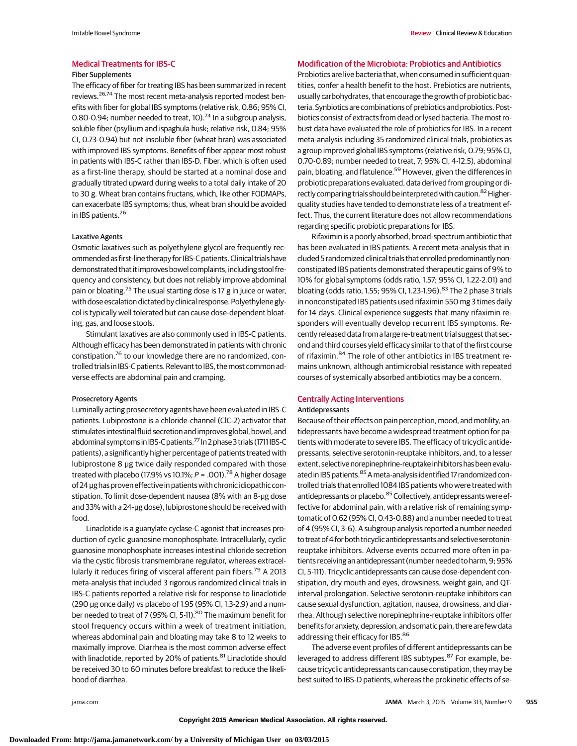## Medical Treatments for IBS-C

### Fiber Supplements

The efficacy of fiber for treating IBS has been summarized in recent reviews.[26,74] The most recent meta-analysis reported modest benefits with fiber for global IBS symptoms (relative risk, 0.86; 95% CI, 0.80-0.94; number needed to treat, 10).[74] In a subgroup analysis, soluble fiber (psyllium and ispaghula husk; relative risk, 0.84; 95% CI, 0.73-0.94) but not insoluble fiber (wheat bran) was associated with improved IBS symptoms. Benefits of fiber appear most robust in patients with IBS-C rather than IBS-D. Fiber, which is often used as a first-line therapy, should be started at a nominal dose and gradually titrated upward during weeks to a total daily intake of 20 to 30 g. Wheat bran contains fructans, which, like other FODMAPs, can exacerbate IBS symptoms; thus, wheat bran should be avoided in IBS patients.[26]

### Laxative Agents

Osmotic laxatives such as polyethylene glycol are frequently recommended as first-line therapy for IBS-C patients. Clinical trials have demonstrated that it improves bowel complaints, including stool frequency and consistency, but does not reliably improve abdominal pain or bloating.[75] The usual starting dose is 17 g in juice or water, with dose escalation dictated by clinical response. Polyethylene glycol is typically well tolerated but can cause dose-dependent bloating, gas, and loose stools.

Stimulant laxatives are also commonly used in IBS-C patients. Although efficacy has been demonstrated in patients with chronic constipation,[76] to our knowledge there are no randomized, controlled trials in IBS-C patients. Relevant to IBS, the most common adverse effects are abdominal pain and cramping.

### Prosecretory Agents

Luminally acting prosecretory agents have been evaluated in IBS-C patients. Lubiprostone is a chloride-channel (ClC-2) activator that stimulates intestinal fluid secretion and improves global, bowel, and abdominal symptoms in IBS-C patients.[77] In 2 phase 3 trials (1711 IBS-C patients), a significantly higher percentage of patients treated with lubiprostone 8 μg twice daily responded compared with those treated with placebo (17.9% vs 10.1%; $P = .001$).[78] A higher dosage of 24 μg has proven effective in patients with chronic idiopathic constipation. To limit dose-dependent nausea (8% with an 8-μg dose and 33% with a 24-μg dose), lubiprostone should be received with food.

Linaclotide is a guanylate cyclase-C agonist that increases production of cyclic guanosine monophosphate. Intracellularly, cyclic guanosine monophosphate increases intestinal chloride secretion via the cystic fibrosis transmembrane regulator, whereas extracellularly it reduces firing of visceral afferent pain fibers.[79] A 2013 meta-analysis that included 3 rigorous randomized clinical trials in IBS-C patients reported a relative risk for response to linaclotide (290 μg once daily) vs placebo of 1.95 (95% CI, 1.3-2.9) and a number needed to treat of 7 (95% CI, 5-11).[80] The maximum benefit for stool frequency occurs within a week of treatment initiation, whereas abdominal pain and bloating may take 8 to 12 weeks to maximally improve. Diarrhea is the most common adverse effect with linaclotide, reported by 20% of patients.[81] Linaclotide should be received 30 to 60 minutes before breakfast to reduce the likelihood of diarrhea.

## Modification of the Microbiota: Probiotics and Antibiotics

Probiotics are live bacteria that, when consumed in sufficient quantities, confer a health benefit to the host. Prebiotics are nutrients, usually carbohydrates, that encourage the growth of probiotic bacteria. Synbiotics are combinations of prebiotics and probiotics. Postbiotics consist of extracts from dead or lysed bacteria. The most robust data have evaluated the role of probiotics for IBS. In a recent meta-analysis including 35 randomized clinical trials, probiotics as a group improved global IBS symptoms (relative risk, 0.79; 95% CI, 0.70-0.89; number needed to treat, 7; 95% CI, 4-12.5), abdominal pain, bloating, and flatulence.[59] However, given the differences in probiotic preparations evaluated, data derived from grouping or directly comparing trials should be interpreted with caution.[82] Higher-quality studies have tended to demonstrate less of a treatment effect. Thus, the current literature does not allow recommendations regarding specific probiotic preparations for IBS.

Rifaximin is a poorly absorbed, broad-spectrum antibiotic that has been evaluated in IBS patients. A recent meta-analysis that included 5 randomized clinical trials that enrolled predominantly nonconstipated IBS patients demonstrated therapeutic gains of 9% to 10% for global symptoms (odds ratio, 1.57; 95% CI, 1.22-2.01) and bloating (odds ratio, 1.55; 95% CI, 1.23-1.96).[83] The 2 phase 3 trials in nonconstipated IBS patients used rifaximin 550 mg 3 times daily for 14 days. Clinical experience suggests that many rifaximin responders will eventually develop recurrent IBS symptoms. Recently released data from a large re-treatment trial suggest that second and third courses yield efficacy similar to that of the first course of rifaximin.[84] The role of other antibiotics in IBS treatment remains unknown, although antimicrobial resistance with repeated courses of systemically absorbed antibiotics may be a concern.

## Centrally Acting Interventions

### Antidepressants

Because of their effects on pain perception, mood, and motility, antidepressants have become a widespread treatment option for patients with moderate to severe IBS. The efficacy of tricyclic antidepressants, selective serotonin-reuptake inhibitors, and, to a lesser extent, selective norepinephrine-reuptake inhibitors has been evaluated in IBS patients.[85] A meta-analysis identified 17 randomized controlled trials that enrolled 1084 IBS patients who were treated with antidepressants or placebo.[85] Collectively, antidepressants were effective for abdominal pain, with a relative risk of remaining symptomatic of 0.62 (95% CI, 0.43-0.88) and a number needed to treat of 4 (95% CI, 3-6). A subgroup analysis reported a number needed to treat of 4 for both tricyclic antidepressants and selective serotonin-reuptake inhibitors. Adverse events occurred more often in patients receiving an antidepressant (number needed to harm, 9; 95% CI, 5-111). Tricyclic antidepressants can cause dose-dependent constipation, dry mouth and eyes, drowsiness, weight gain, and QT-interval prolongation. Selective serotonin-reuptake inhibitors can cause sexual dysfunction, agitation, nausea, drowsiness, and diarrhea. Although selective norepinephrine-reuptake inhibitors offer benefits for anxiety, depression, and somatic pain, there are few data addressing their efficacy for IBS.[86]

The adverse event profiles of different antidepressants can be leveraged to address different IBS subtypes.[87] For example, because tricyclic antidepressants can cause constipation, they may be best suited to IBS-D patients, whereas the prokinetic effects of se-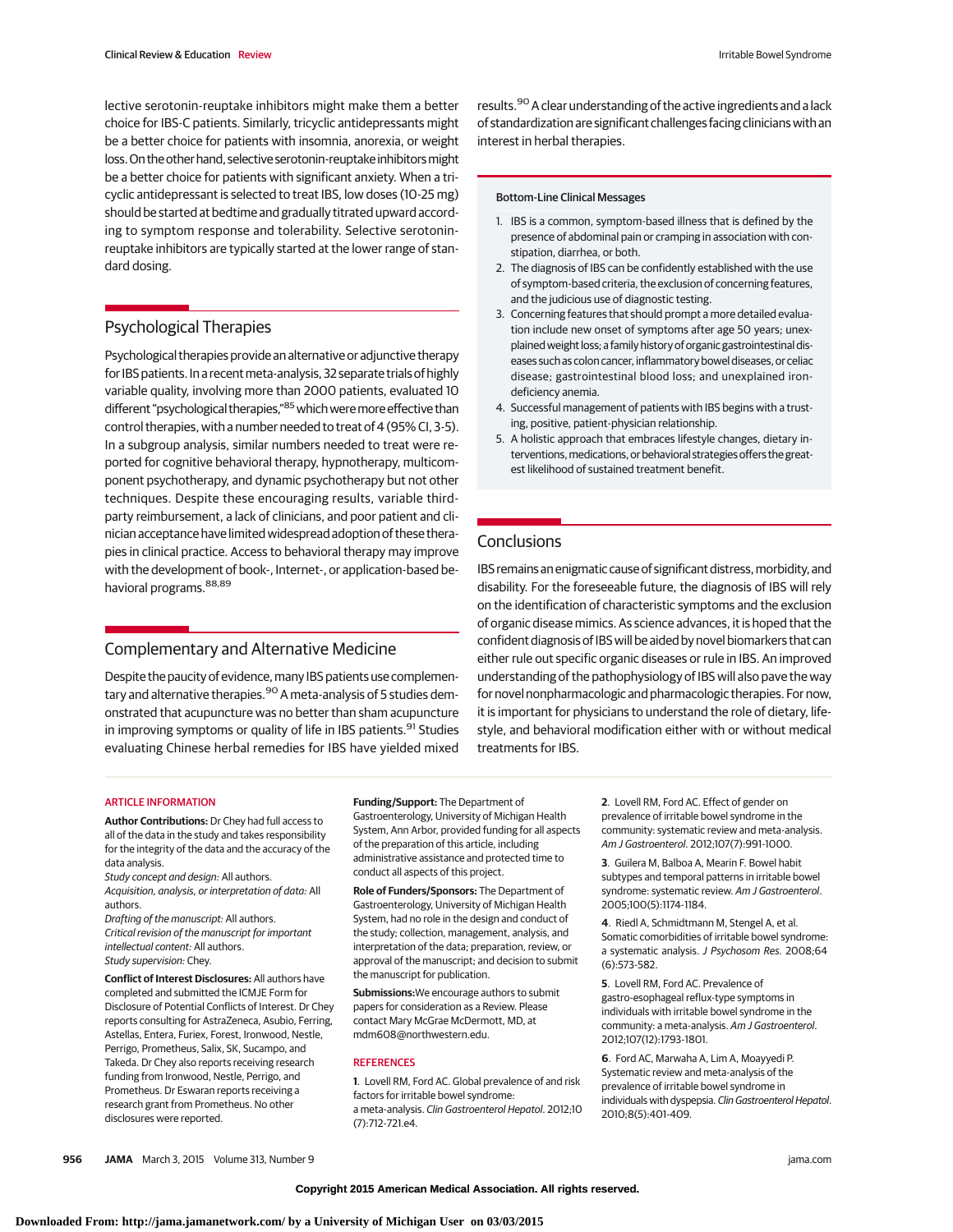lective serotonin-reuptake inhibitors might make them a better choice for IBS-C patients. Similarly, tricyclic antidepressants might be a better choice for patients with insomnia, anorexia, or weight loss. On the other hand, selective serotonin-reuptake inhibitors might be a better choice for patients with significant anxiety. When a tricyclic antidepressant is selected to treat IBS, low doses (10-25 mg) should be started at bedtime and gradually titrated upward according to symptom response and tolerability. Selective serotonin-reuptake inhibitors are typically started at the lower range of standard dosing.

## Psychological Therapies

Psychological therapies provide an alternative or adjunctive therapy for IBS patients. In a recent meta-analysis, 32 separate trials of highly variable quality, involving more than 2000 patients, evaluated 10 different "psychological therapies,"[85] which were more effective than control therapies, with a number needed to treat of 4 (95% CI, 3-5). In a subgroup analysis, similar numbers needed to treat were reported for cognitive behavioral therapy, hypnotherapy, multicomponent psychotherapy, and dynamic psychotherapy but not other techniques. Despite these encouraging results, variable third-party reimbursement, a lack of clinicians, and poor patient and clinician acceptance have limited widespread adoption of these therapies in clinical practice. Access to behavioral therapy may improve with the development of book-, Internet-, or application-based behavioral programs.[88,89]

## Complementary and Alternative Medicine

Despite the paucity of evidence, many IBS patients use complementary and alternative therapies.[90] A meta-analysis of 5 studies demonstrated that acupuncture was no better than sham acupuncture in improving symptoms or quality of life in IBS patients.[91] Studies evaluating Chinese herbal remedies for IBS have yielded mixed results.[90] A clear understanding of the active ingredients and a lack of standardization are significant challenges facing clinicians with an interest in herbal therapies.

**Bottom-Line Clinical Messages**

1. IBS is a common, symptom-based illness that is defined by the presence of abdominal pain or cramping in association with constipation, diarrhea, or both.
2. The diagnosis of IBS can be confidently established with the use of symptom-based criteria, the exclusion of concerning features, and the judicious use of diagnostic testing.
3. Concerning features that should prompt a more detailed evaluation include new onset of symptoms after age 50 years; unexplained weight loss; a family history of organic gastrointestinal diseases such as colon cancer, inflammatory bowel diseases, or celiac disease; gastrointestinal blood loss; and unexplained iron-deficiency anemia.
4. Successful management of patients with IBS begins with a trusting, positive, patient-physician relationship.
5. A holistic approach that embraces lifestyle changes, dietary interventions, medications, or behavioral strategies offers the greatest likelihood of sustained treatment benefit.

## Conclusions

IBS remains an enigmatic cause of significant distress, morbidity, and disability. For the foreseeable future, the diagnosis of IBS will rely on the identification of characteristic symptoms and the exclusion of organic disease mimics. As science advances, it is hoped that the confident diagnosis of IBS will be aided by novel biomarkers that can either rule out specific organic diseases or rule in IBS. An improved understanding of the pathophysiology of IBS will also pave the way for novel nonpharmacologic and pharmacologic therapies. For now, it is important for physicians to understand the role of dietary, lifestyle, and behavioral modification either with or without medical treatments for IBS.

### ARTICLE INFORMATION

**Author Contributions:** Dr Chey had full access to all of the data in the study and takes responsibility for the integrity of the data and the accuracy of the data analysis.
*Study concept and design:* All authors.
*Acquisition, analysis, or interpretation of data:* All authors.
*Drafting of the manuscript:* All authors.
*Critical revision of the manuscript for important intellectual content:* All authors.
*Study supervision:* Chey.

**Conflict of Interest Disclosures:** All authors have completed and submitted the ICMJE Form for Disclosure of Potential Conflicts of Interest. Dr Chey reports consulting for AstraZeneca, Asubio, Ferring, Astellas, Entera, Furiex, Forest, Ironwood, Nestle, Perrigo, Prometheus, Salix, SK, Sucampo, and Takeda. Dr Chey also reports receiving research funding from Ironwood, Nestle, Perrigo, and Prometheus. Dr Eswaran reports receiving a research grant from Prometheus. No other disclosures were reported.

**Funding/Support:** The Department of Gastroenterology, University of Michigan Health System, Ann Arbor, provided funding for all aspects of the preparation of this article, including administrative assistance and protected time to conduct all aspects of this project.

**Role of Funders/Sponsors:** The Department of Gastroenterology, University of Michigan Health System, had no role in the design and conduct of the study; collection, management, analysis, and interpretation of the data; preparation, review, or approval of the manuscript; and decision to submit the manuscript for publication.

**Submissions:** We encourage authors to submit papers for consideration as a Review. Please contact Mary McGrae McDermott, MD, at mdm608@northwestern.edu.

### REFERENCES

1. Lovell RM, Ford AC. Global prevalence of and risk factors for irritable bowel syndrome: a meta-analysis. *Clin Gastroenterol Hepatol*. 2012;10(7):712-721.e4.

2. Lovell RM, Ford AC. Effect of gender on prevalence of irritable bowel syndrome in the community: systematic review and meta-analysis. *Am J Gastroenterol*. 2012;107(7):991-1000.

3. Guilera M, Balboa A, Mearin F. Bowel habit subtypes and temporal patterns in irritable bowel syndrome: systematic review. *Am J Gastroenterol*. 2005;100(5):1174-1184.

4. Riedl A, Schmidtmann M, Stengel A, et al. Somatic comorbidities of irritable bowel syndrome: a systematic analysis. *J Psychosom Res*. 2008;64(6):573-582.

5. Lovell RM, Ford AC. Prevalence of gastro-esophageal reflux-type symptoms in individuals with irritable bowel syndrome in the community: a meta-analysis. *Am J Gastroenterol*. 2012;107(12):1793-1801.

6. Ford AC, Marwaha A, Lim A, Moayyedi P. Systematic review and meta-analysis of the prevalence of irritable bowel syndrome in individuals with dyspepsia. *Clin Gastroenterol Hepatol*. 2010;8(5):401-409.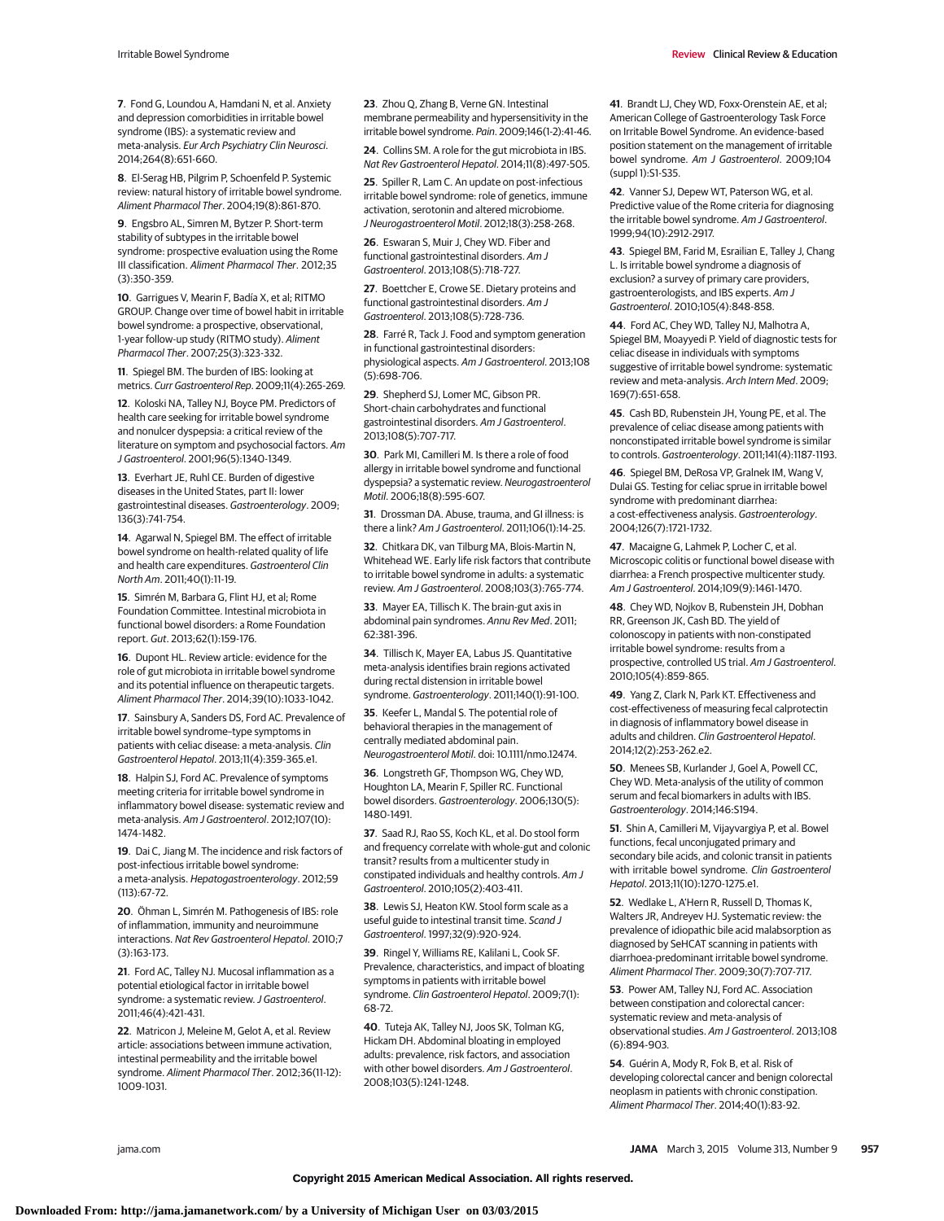7. Fond G, Loundou A, Hamdani N, et al. Anxiety and depression comorbidities in irritable bowel syndrome (IBS): a systematic review and meta-analysis. *Eur Arch Psychiatry Clin Neurosci*. 2014;264(8):651-660.

8. El-Serag HB, Pilgrim P, Schoenfeld P. Systemic review: natural history of irritable bowel syndrome. *Aliment Pharmacol Ther*. 2004;19(8):861-870.

9. Engsbro AL, Simren M, Bytzer P. Short-term stability of subtypes in the irritable bowel syndrome: prospective evaluation using the Rome III classification. *Aliment Pharmacol Ther*. 2012;35(3):350-359.

10. Garrigues V, Mearin F, Badía X, et al; RITMO GROUP. Change over time of bowel habit in irritable bowel syndrome: a prospective, observational, 1-year follow-up study (RITMO study). *Aliment Pharmacol Ther*. 2007;25(3):323-332.

11. Spiegel BM. The burden of IBS: looking at metrics. *Curr Gastroenterol Rep*. 2009;11(4):265-269.

12. Koloski NA, Talley NJ, Boyce PM. Predictors of health care seeking for irritable bowel syndrome and nonulcer dyspepsia: a critical review of the literature on symptom and psychosocial factors. *Am J Gastroenterol*. 2001;96(5):1340-1349.

13. Everhart JE, Ruhl CE. Burden of digestive diseases in the United States, part II: lower gastrointestinal diseases. *Gastroenterology*. 2009;136(3):741-754.

14. Agarwal N, Spiegel BM. The effect of irritable bowel syndrome on health-related quality of life and health care expenditures. *Gastroenterol Clin North Am*. 2011;40(1):11-19.

15. Simrén M, Barbara G, Flint HJ, et al; Rome Foundation Committee. Intestinal microbiota in functional bowel disorders: a Rome Foundation report. *Gut*. 2013;62(1):159-176.

16. Dupont HL. Review article: evidence for the role of gut microbiota in irritable bowel syndrome and its potential influence on therapeutic targets. *Aliment Pharmacol Ther*. 2014;39(10):1033-1042.

17. Sainsbury A, Sanders DS, Ford AC. Prevalence of irritable bowel syndrome–type symptoms in patients with celiac disease: a meta-analysis. *Clin Gastroenterol Hepatol*. 2013;11(4):359-365.e1.

18. Halpin SJ, Ford AC. Prevalence of symptoms meeting criteria for irritable bowel syndrome in inflammatory bowel disease: systematic review and meta-analysis. *Am J Gastroenterol*. 2012;107(10):1474-1482.

19. Dai C, Jiang M. The incidence and risk factors of post-infectious irritable bowel syndrome: a meta-analysis. *Hepatogastroenterology*. 2012;59(113):67-72.

20. Öhman L, Simrén M. Pathogenesis of IBS: role of inflammation, immunity and neuroimmune interactions. *Nat Rev Gastroenterol Hepatol*. 2010;7(3):163-173.

21. Ford AC, Talley NJ. Mucosal inflammation as a potential etiological factor in irritable bowel syndrome: a systematic review. *J Gastroenterol*. 2011;46(4):421-431.

22. Matricon J, Meleine M, Gelot A, et al. Review article: associations between immune activation, intestinal permeability and the irritable bowel syndrome. *Aliment Pharmacol Ther*. 2012;36(11-12):1009-1031.

23. Zhou Q, Zhang B, Verne GN. Intestinal membrane permeability and hypersensitivity in the irritable bowel syndrome. *Pain*. 2009;146(1-2):41-46.

24. Collins SM. A role for the gut microbiota in IBS. *Nat Rev Gastroenterol Hepatol*. 2014;11(8):497-505.

25. Spiller R, Lam C. An update on post-infectious irritable bowel syndrome: role of genetics, immune activation, serotonin and altered microbiome. *J Neurogastroenterol Motil*. 2012;18(3):258-268.

26. Eswaran S, Muir J, Chey WD. Fiber and functional gastrointestinal disorders. *Am J Gastroenterol*. 2013;108(5):718-727.

27. Boettcher E, Crowe SE. Dietary proteins and functional gastrointestinal disorders. *Am J Gastroenterol*. 2013;108(5):728-736.

28. Farré R, Tack J. Food and symptom generation in functional gastrointestinal disorders: physiological aspects. *Am J Gastroenterol*. 2013;108(5):698-706.

29. Shepherd SJ, Lomer MC, Gibson PR. Short-chain carbohydrates and functional gastrointestinal disorders. *Am J Gastroenterol*. 2013;108(5):707-717.

30. Park MI, Camilleri M. Is there a role of food allergy in irritable bowel syndrome and functional dyspepsia? a systematic review. *Neurogastroenterol Motil*. 2006;18(8):595-607.

31. Drossman DA. Abuse, trauma, and GI illness: is there a link? *Am J Gastroenterol*. 2011;106(1):14-25.

32. Chitkara DK, van Tilburg MA, Blois-Martin N, Whitehead WE. Early life risk factors that contribute to irritable bowel syndrome in adults: a systematic review. *Am J Gastroenterol*. 2008;103(3):765-774.

33. Mayer EA, Tillisch K. The brain-gut axis in abdominal pain syndromes. *Annu Rev Med*. 2011;62:381-396.

34. Tillisch K, Mayer EA, Labus JS. Quantitative meta-analysis identifies brain regions activated during rectal distension in irritable bowel syndrome. *Gastroenterology*. 2011;140(1):91-100.

35. Keefer L, Mandal S. The potential role of behavioral therapies in the management of centrally mediated abdominal pain. *Neurogastroenterol Motil*. doi: 10.1111/nmo.12474.

36. Longstreth GF, Thompson WG, Chey WD, Houghton LA, Mearin F, Spiller RC. Functional bowel disorders. *Gastroenterology*. 2006;130(5):1480-1491.

37. Saad RJ, Rao SS, Koch KL, et al. Do stool form and frequency correlate with whole-gut and colonic transit? results from a multicenter study in constipated individuals and healthy controls. *Am J Gastroenterol*. 2010;105(2):403-411.

38. Lewis SJ, Heaton KW. Stool form scale as a useful guide to intestinal transit time. *Scand J Gastroenterol*. 1997;32(9):920-924.

39. Ringel Y, Williams RE, Kalilani L, Cook SF. Prevalence, characteristics, and impact of bloating symptoms in patients with irritable bowel syndrome. *Clin Gastroenterol Hepatol*. 2009;7(1):68-72.

40. Tuteja AK, Talley NJ, Joos SK, Tolman KG, Hickam DH. Abdominal bloating in employed adults: prevalence, risk factors, and association with other bowel disorders. *Am J Gastroenterol*. 2008;103(5):1241-1248.

41. Brandt LJ, Chey WD, Foxx-Orenstein AE, et al; American College of Gastroenterology Task Force on Irritable Bowel Syndrome. An evidence-based position statement on the management of irritable bowel syndrome. *Am J Gastroenterol*. 2009;104(suppl 1):S1-S35.

42. Vanner SJ, Depew WT, Paterson WG, et al. Predictive value of the Rome criteria for diagnosing the irritable bowel syndrome. *Am J Gastroenterol*. 1999;94(10):2912-2917.

43. Spiegel BM, Farid M, Esrailian E, Talley J, Chang L. Is irritable bowel syndrome a diagnosis of exclusion? a survey of primary care providers, gastroenterologists, and IBS experts. *Am J Gastroenterol*. 2010;105(4):848-858.

44. Ford AC, Chey WD, Talley NJ, Malhotra A, Spiegel BM, Moayyedi P. Yield of diagnostic tests for celiac disease in individuals with symptoms suggestive of irritable bowel syndrome: systematic review and meta-analysis. *Arch Intern Med*. 2009;169(7):651-658.

45. Cash BD, Rubenstein JH, Young PE, et al. The prevalence of celiac disease among patients with nonconstipated irritable bowel syndrome is similar to controls. *Gastroenterology*. 2011;141(4):1187-1193.

46. Spiegel BM, DeRosa VP, Gralnek IM, Wang V, Dulai GS. Testing for celiac sprue in irritable bowel syndrome with predominant diarrhea: a cost-effectiveness analysis. *Gastroenterology*. 2004;126(7):1721-1732.

47. Macaigne G, Lahmek P, Locher C, et al. Microscopic colitis or functional bowel disease with diarrhea: a French prospective multicenter study. *Am J Gastroenterol*. 2014;109(9):1461-1470.

48. Chey WD, Nojkov B, Rubenstein JH, Dobhan RR, Greenson JK, Cash BD. The yield of colonoscopy in patients with non-constipated irritable bowel syndrome: results from a prospective, controlled US trial. *Am J Gastroenterol*. 2010;105(4):859-865.

49. Yang Z, Clark N, Park KT. Effectiveness and cost-effectiveness of measuring fecal calprotectin in diagnosis of inflammatory bowel disease in adults and children. *Clin Gastroenterol Hepatol*. 2014;12(2):253-262.e2.

50. Menees SB, Kurlander J, Goel A, Powell CC, Chey WD. Meta-analysis of the utility of common serum and fecal biomarkers in adults with IBS. *Gastroenterology*. 2014;146:S194.

51. Shin A, Camilleri M, Vijayvargiya P, et al. Bowel functions, fecal unconjugated primary and secondary bile acids, and colonic transit in patients with irritable bowel syndrome. *Clin Gastroenterol Hepatol*. 2013;11(10):1270-1275.e1.

52. Wedlake L, A'Hern R, Russell D, Thomas K, Walters JR, Andreyev HJ. Systematic review: the prevalence of idiopathic bile acid malabsorption as diagnosed by SeHCAT scanning in patients with diarrhoea-predominant irritable bowel syndrome. *Aliment Pharmacol Ther*. 2009;30(7):707-717.

53. Power AM, Talley NJ, Ford AC. Association between constipation and colorectal cancer: systematic review and meta-analysis of observational studies. *Am J Gastroenterol*. 2013;108(6):894-903.

54. Guérin A, Mody R, Fok B, et al. Risk of developing colorectal cancer and benign colorectal neoplasm in patients with chronic constipation. *Aliment Pharmacol Ther*. 2014;40(1):83-92.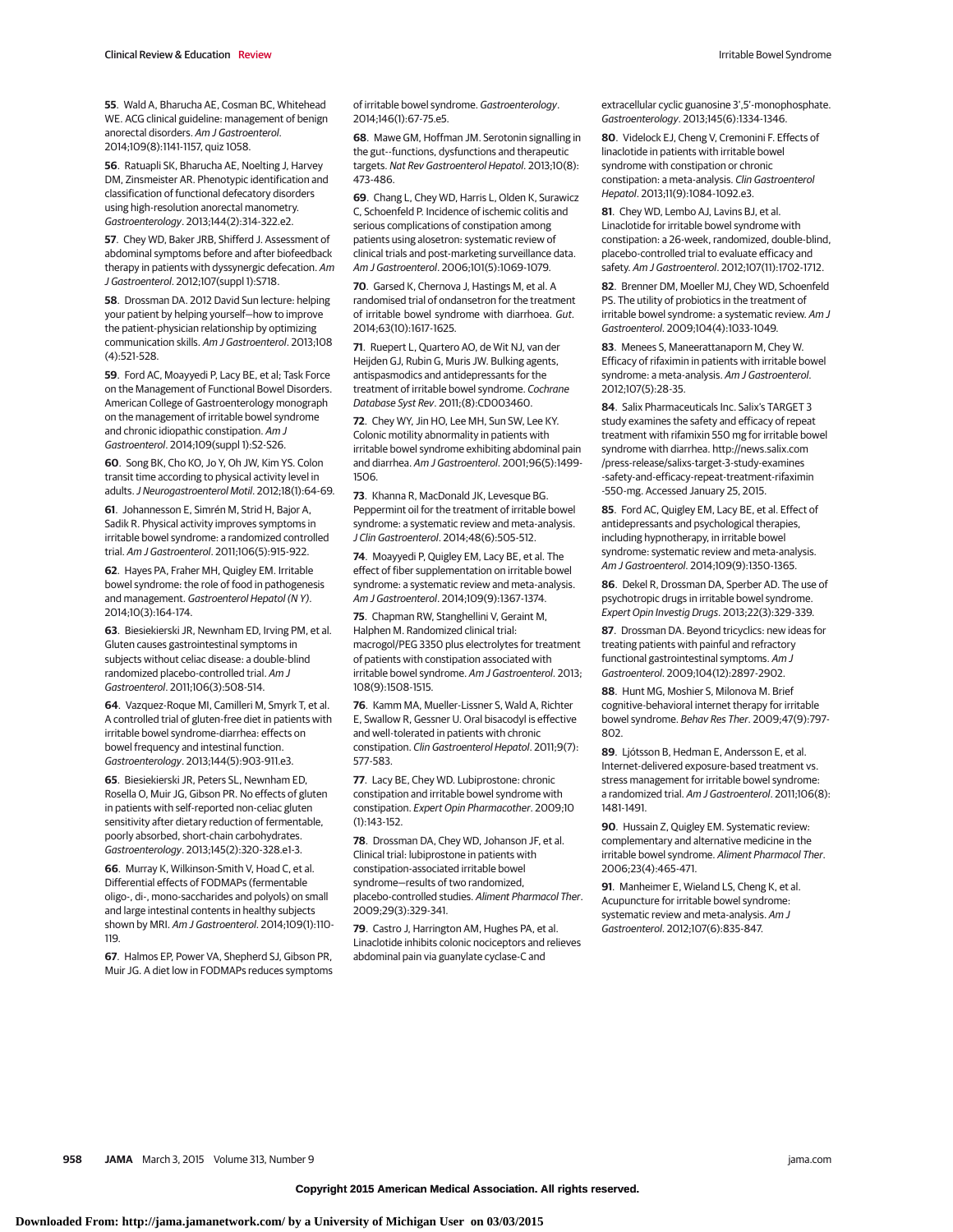55. Wald A, Bharucha AE, Cosman BC, Whitehead WE. ACG clinical guideline: management of benign anorectal disorders. *Am J Gastroenterol*. 2014;109(8):1141-1157, quiz 1058.

56. Ratuapli SK, Bharucha AE, Noelting J, Harvey DM, Zinsmeister AR. Phenotypic identification and classification of functional defecatory disorders using high-resolution anorectal manometry. *Gastroenterology*. 2013;144(2):314-322.e2.

57. Chey WD, Baker JRB, Shifferd J. Assessment of abdominal symptoms before and after biofeedback therapy in patients with dyssynergic defecation. *Am J Gastroenterol*. 2012;107(suppl 1):S718.

58. Drossman DA. 2012 David Sun lecture: helping your patient by helping yourself—how to improve the patient-physician relationship by optimizing communication skills. *Am J Gastroenterol*. 2013;108(4):521-528.

59. Ford AC, Moayyedi P, Lacy BE, et al; Task Force on the Management of Functional Bowel Disorders. American College of Gastroenterology monograph on the management of irritable bowel syndrome and chronic idiopathic constipation. *Am J Gastroenterol*. 2014;109(suppl 1):S2-S26.

60. Song BK, Cho KO, Jo Y, Oh JW, Kim YS. Colon transit time according to physical activity level in adults. *J Neurogastroenterol Motil*. 2012;18(1):64-69.

61. Johannesson E, Simrén M, Strid H, Bajor A, Sadik R. Physical activity improves symptoms in irritable bowel syndrome: a randomized controlled trial. *Am J Gastroenterol*. 2011;106(5):915-922.

62. Hayes PA, Fraher MH, Quigley EM. Irritable bowel syndrome: the role of food in pathogenesis and management. *Gastroenterol Hepatol (N Y)*. 2014;10(3):164-174.

63. Biesiekierski JR, Newnham ED, Irving PM, et al. Gluten causes gastrointestinal symptoms in subjects without celiac disease: a double-blind randomized placebo-controlled trial. *Am J Gastroenterol*. 2011;106(3):508-514.

64. Vazquez-Roque MI, Camilleri M, Smyrk T, et al. A controlled trial of gluten-free diet in patients with irritable bowel syndrome-diarrhea: effects on bowel frequency and intestinal function. *Gastroenterology*. 2013;144(5):903-911.e3.

65. Biesiekierski JR, Peters SL, Newnham ED, Rosella O, Muir JG, Gibson PR. No effects of gluten in patients with self-reported non-celiac gluten sensitivity after dietary reduction of fermentable, poorly absorbed, short-chain carbohydrates. *Gastroenterology*. 2013;145(2):320-328.e1-3.

66. Murray K, Wilkinson-Smith V, Hoad C, et al. Differential effects of FODMAPs (fermentable oligo-, di-, mono-saccharides and polyols) on small and large intestinal contents in healthy subjects shown by MRI. *Am J Gastroenterol*. 2014;109(1):110-119.

67. Halmos EP, Power VA, Shepherd SJ, Gibson PR, Muir JG. A diet low in FODMAPs reduces symptoms of irritable bowel syndrome. *Gastroenterology*. 2014;146(1):67-75.e5.

68. Mawe GM, Hoffman JM. Serotonin signalling in the gut--functions, dysfunctions and therapeutic targets. *Nat Rev Gastroenterol Hepatol*. 2013;10(8):473-486.

69. Chang L, Chey WD, Harris L, Olden K, Surawicz C, Schoenfeld P. Incidence of ischemic colitis and serious complications of constipation among patients using alosetron: systematic review of clinical trials and post-marketing surveillance data. *Am J Gastroenterol*. 2006;101(5):1069-1079.

70. Garsed K, Chernova J, Hastings M, et al. A randomised trial of ondansetron for the treatment of irritable bowel syndrome with diarrhoea. *Gut*. 2014;63(10):1617-1625.

71. Ruepert L, Quartero AO, de Wit NJ, van der Heijden GJ, Rubin G, Muris JW. Bulking agents, antispasmodics and antidepressants for the treatment of irritable bowel syndrome. *Cochrane Database Syst Rev*. 2011;(8):CD003460.

72. Chey WY, Jin HO, Lee MH, Sun SW, Lee KY. Colonic motility abnormality in patients with irritable bowel syndrome exhibiting abdominal pain and diarrhea. *Am J Gastroenterol*. 2001;96(5):1499-1506.

73. Khanna R, MacDonald JK, Levesque BG. Peppermint oil for the treatment of irritable bowel syndrome: a systematic review and meta-analysis. *J Clin Gastroenterol*. 2014;48(6):505-512.

74. Moayyedi P, Quigley EM, Lacy BE, et al. The effect of fiber supplementation on irritable bowel syndrome: a systematic review and meta-analysis. *Am J Gastroenterol*. 2014;109(9):1367-1374.

75. Chapman RW, Stanghellini V, Geraint M, Halphen M. Randomized clinical trial: macrogol/PEG 3350 plus electrolytes for treatment of patients with constipation associated with irritable bowel syndrome. *Am J Gastroenterol*. 2013;108(9):1508-1515.

76. Kamm MA, Mueller-Lissner S, Wald A, Richter E, Swallow R, Gessner U. Oral bisacodyl is effective and well-tolerated in patients with chronic constipation. *Clin Gastroenterol Hepatol*. 2011;9(7):577-583.

77. Lacy BE, Chey WD. Lubiprostone: chronic constipation and irritable bowel syndrome with constipation. *Expert Opin Pharmacother*. 2009;10(1):143-152.

78. Drossman DA, Chey WD, Johanson JF, et al. Clinical trial: lubiprostone in patients with constipation-associated irritable bowel syndrome—results of two randomized, placebo-controlled studies. *Aliment Pharmacol Ther*. 2009;29(3):329-341.

79. Castro J, Harrington AM, Hughes PA, et al. Linaclotide inhibits colonic nociceptors and relieves abdominal pain via guanylate cyclase-C and extracellular cyclic guanosine 3′,5′-monophosphate. *Gastroenterology*. 2013;145(6):1334-1346.

80. Videlock EJ, Cheng V, Cremonini F. Effects of linaclotide in patients with irritable bowel syndrome with constipation or chronic constipation: a meta-analysis. *Clin Gastroenterol Hepatol*. 2013;11(9):1084-1092.e3.

81. Chey WD, Lembo AJ, Lavins BJ, et al. Linaclotide for irritable bowel syndrome with constipation: a 26-week, randomized, double-blind, placebo-controlled trial to evaluate efficacy and safety. *Am J Gastroenterol*. 2012;107(11):1702-1712.

82. Brenner DM, Moeller MJ, Chey WD, Schoenfeld PS. The utility of probiotics in the treatment of irritable bowel syndrome: a systematic review. *Am J Gastroenterol*. 2009;104(4):1033-1049.

83. Menees S, Maneerattanaporn M, Chey W. Efficacy of rifaximin in patients with irritable bowel syndrome: a meta-analysis. *Am J Gastroenterol*. 2012;107(5):28-35.

84. Salix Pharmaceuticals Inc. Salix's TARGET 3 study examines the safety and efficacy of repeat treatment with rifamixin 550 mg for irritable bowel syndrome with diarrhea. http://news.salix.com/press-release/salixs-target-3-study-examines-safety-and-efficacy-repeat-treatment-rifaximin-550-mg. Accessed January 25, 2015.

85. Ford AC, Quigley EM, Lacy BE, et al. Effect of antidepressants and psychological therapies, including hypnotherapy, in irritable bowel syndrome: systematic review and meta-analysis. *Am J Gastroenterol*. 2014;109(9):1350-1365.

86. Dekel R, Drossman DA, Sperber AD. The use of psychotropic drugs in irritable bowel syndrome. *Expert Opin Investig Drugs*. 2013;22(3):329-339.

87. Drossman DA. Beyond tricyclics: new ideas for treating patients with painful and refractory functional gastrointestinal symptoms. *Am J Gastroenterol*. 2009;104(12):2897-2902.

88. Hunt MG, Moshier S, Milonova M. Brief cognitive-behavioral internet therapy for irritable bowel syndrome. *Behav Res Ther*. 2009;47(9):797-802.

89. Ljótsson B, Hedman E, Andersson E, et al. Internet-delivered exposure-based treatment vs. stress management for irritable bowel syndrome: a randomized trial. *Am J Gastroenterol*. 2011;106(8):1481-1491.

90. Hussain Z, Quigley EM. Systematic review: complementary and alternative medicine in the irritable bowel syndrome. *Aliment Pharmacol Ther*. 2006;23(4):465-471.

91. Manheimer E, Wieland LS, Cheng K, et al. Acupuncture for irritable bowel syndrome: systematic review and meta-analysis. *Am J Gastroenterol*. 2012;107(6):835-847.